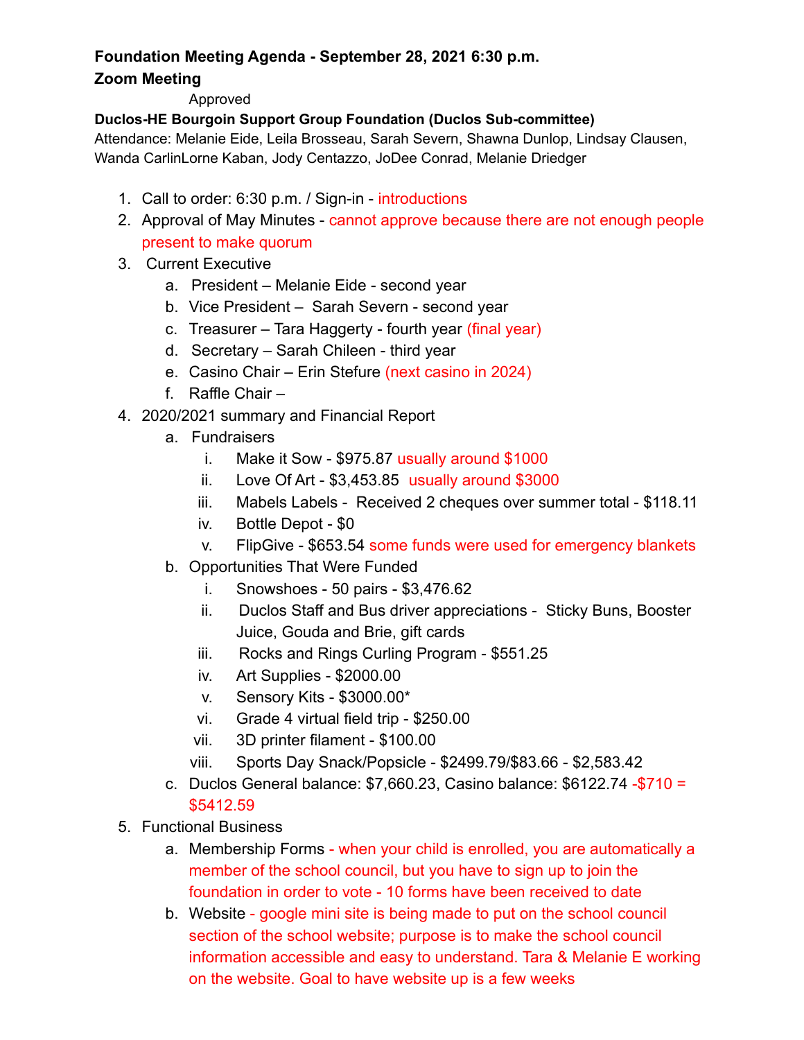**Foundation Meeting Agenda - September 28, 2021 6:30 p.m.**

**Zoom Meeting**

Approved

**Duclos-HE Bourgoin Support Group Foundation (Duclos Sub-committee)**

Attendance: Melanie Eide, Leila Brosseau, Sarah Severn, Shawna Dunlop, Lindsay Clausen, Wanda CarlinLorne Kaban, Jody Centazzo, JoDee Conrad, Melanie Driedger

1. Call to order: 6:30 p.m. / Sign-in - introductions
2. Approval of May Minutes - cannot approve because there are not enough people present to make quorum
3. Current Executive
   a. President – Melanie Eide - second year
   b. Vice President – Sarah Severn - second year
   c. Treasurer – Tara Haggerty - fourth year (final year)
   d. Secretary – Sarah Chileen - third year
   e. Casino Chair – Erin Stefure (next casino in 2024)
   f. Raffle Chair –
4. 2020/2021 summary and Financial Report
   a. Fundraisers
      i. Make it Sow - $975.87 usually around $1000
      ii. Love Of Art - $3,453.85 usually around $3000
      iii. Mabels Labels - Received 2 cheques over summer total - $118.11
      iv. Bottle Depot - $0
      v. FlipGive - $653.54 some funds were used for emergency blankets
   b. Opportunities That Were Funded
      i. Snowshoes - 50 pairs - $3,476.62
      ii. Duclos Staff and Bus driver appreciations - Sticky Buns, Booster Juice, Gouda and Brie, gift cards
      iii. Rocks and Rings Curling Program - $551.25
      iv. Art Supplies - $2000.00
      v. Sensory Kits - $3000.00*
      vi. Grade 4 virtual field trip - $250.00
      vii. 3D printer filament - $100.00
      viii. Sports Day Snack/Popsicle - $2499.79/$83.66 - $2,583.42
   c. Duclos General balance: $7,660.23, Casino balance: $6122.74 -$710 = $5412.59
5. Functional Business
   a. Membership Forms - when your child is enrolled, you are automatically a member of the school council, but you have to sign up to join the foundation in order to vote - 10 forms have been received to date
   b. Website - google mini site is being made to put on the school council section of the school website; purpose is to make the school council information accessible and easy to understand. Tara & Melanie E working on the website. Goal to have website up is a few weeks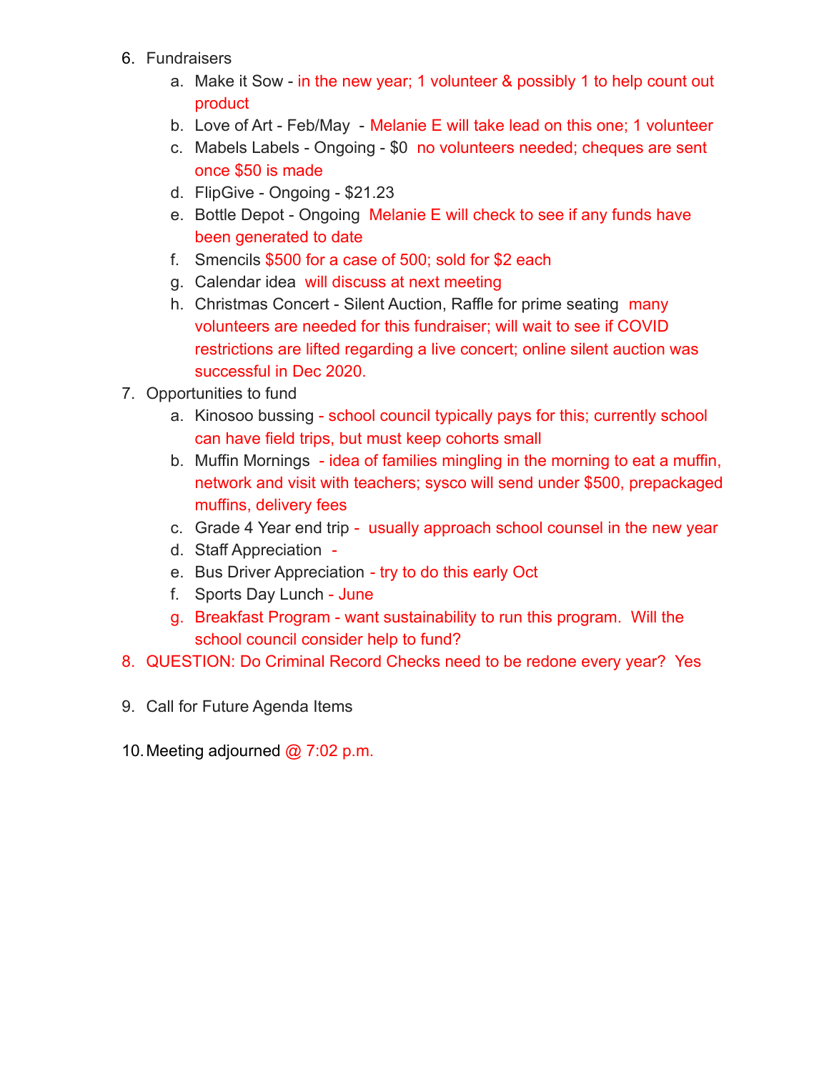6. Fundraisers
    a. Make it Sow - in the new year; 1 volunteer & possibly 1 to help count out product
    b. Love of Art - Feb/May - Melanie E will take lead on this one; 1 volunteer
    c. Mabels Labels - Ongoing - $0 no volunteers needed; cheques are sent once $50 is made
    d. FlipGive - Ongoing - $21.23
    e. Bottle Depot - Ongoing Melanie E will check to see if any funds have been generated to date
    f. Smencils $500 for a case of 500; sold for $2 each
    g. Calendar idea will discuss at next meeting
    h. Christmas Concert - Silent Auction, Raffle for prime seating many volunteers are needed for this fundraiser; will wait to see if COVID restrictions are lifted regarding a live concert; online silent auction was successful in Dec 2020.
7. Opportunities to fund
    a. Kinosoo bussing - school council typically pays for this; currently school can have field trips, but must keep cohorts small
    b. Muffin Mornings - idea of families mingling in the morning to eat a muffin, network and visit with teachers; sysco will send under $500, prepackaged muffins, delivery fees
    c. Grade 4 Year end trip - usually approach school counsel in the new year
    d. Staff Appreciation -
    e. Bus Driver Appreciation - try to do this early Oct
    f. Sports Day Lunch - June
    g. Breakfast Program - want sustainability to run this program. Will the school council consider help to fund?
8. QUESTION: Do Criminal Record Checks need to be redone every year? Yes
9. Call for Future Agenda Items
10. Meeting adjourned @ 7:02 p.m.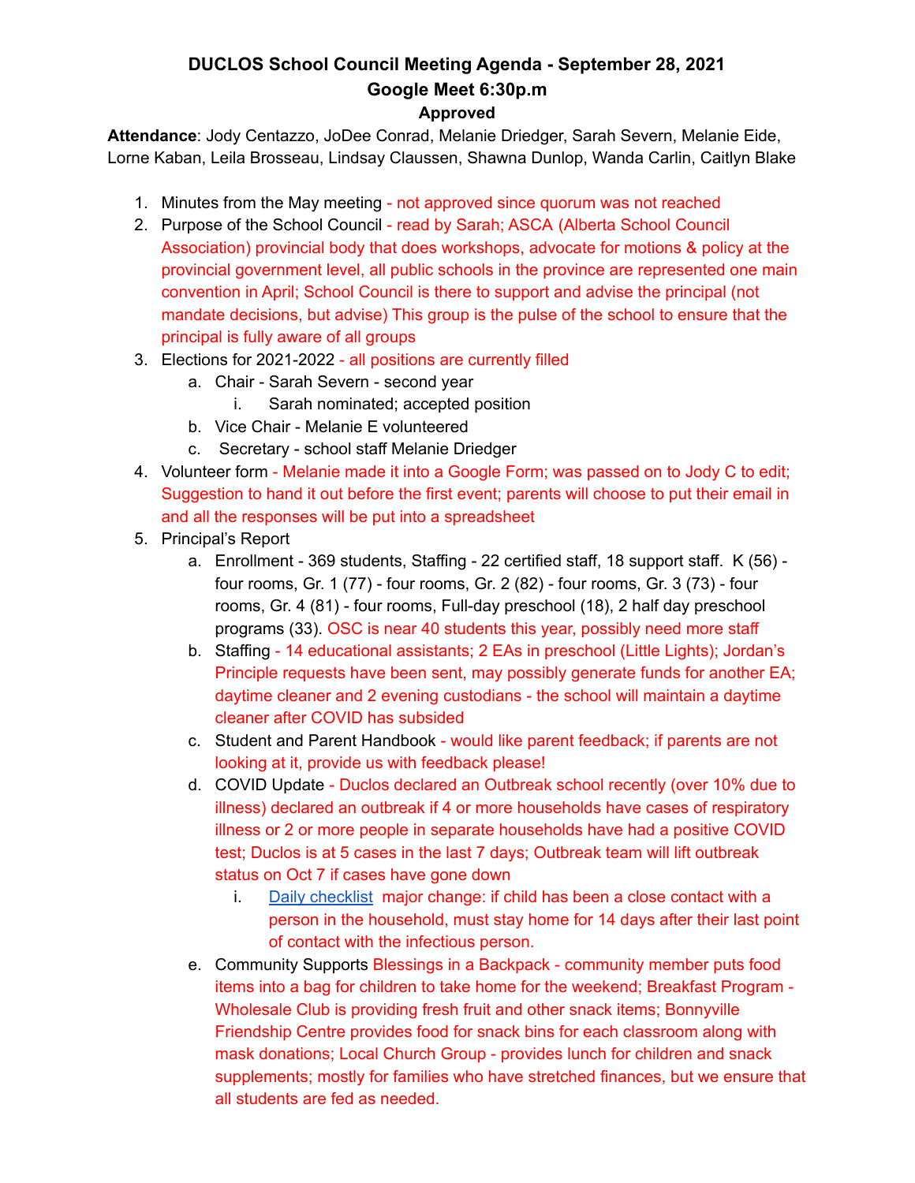# DUCLOS School Council Meeting Agenda - September 28, 2021
## Google Meet 6:30p.m
### Approved

**Attendance**: Jody Centazzo, JoDee Conrad, Melanie Driedger, Sarah Severn, Melanie Eide, Lorne Kaban, Leila Brosseau, Lindsay Claussen, Shawna Dunlop, Wanda Carlin, Caitlyn Blake

1. Minutes from the May meeting - not approved since quorum was not reached
2. Purpose of the School Council - read by Sarah; ASCA (Alberta School Council Association) provincial body that does workshops, advocate for motions & policy at the provincial government level, all public schools in the province are represented one main convention in April; School Council is there to support and advise the principal (not mandate decisions, but advise) This group is the pulse of the school to ensure that the principal is fully aware of all groups
3. Elections for 2021-2022 - all positions are currently filled
   a. Chair - Sarah Severn - second year
      i. Sarah nominated; accepted position
   b. Vice Chair - Melanie E volunteered
   c. Secretary - school staff Melanie Driedger
4. Volunteer form - Melanie made it into a Google Form; was passed on to Jody C to edit; Suggestion to hand it out before the first event; parents will choose to put their email in and all the responses will be put into a spreadsheet
5. Principal's Report
   a. Enrollment - 369 students, Staffing - 22 certified staff, 18 support staff. K (56) - four rooms, Gr. 1 (77) - four rooms, Gr. 2 (82) - four rooms, Gr. 3 (73) - four rooms, Gr. 4 (81) - four rooms, Full-day preschool (18), 2 half day preschool programs (33). OSC is near 40 students this year, possibly need more staff
   b. Staffing - 14 educational assistants; 2 EAs in preschool (Little Lights); Jordan's Principle requests have been sent, may possibly generate funds for another EA; daytime cleaner and 2 evening custodians - the school will maintain a daytime cleaner after COVID has subsided
   c. Student and Parent Handbook - would like parent feedback; if parents are not looking at it, provide us with feedback please!
   d. COVID Update - Duclos declared an Outbreak school recently (over 10% due to illness) declared an outbreak if 4 or more households have cases of respiratory illness or 2 or more people in separate households have had a positive COVID test; Duclos is at 5 cases in the last 7 days; Outbreak team will lift outbreak status on Oct 7 if cases have gone down
      i. [Daily checklist](#) major change: if child has been a close contact with a person in the household, must stay home for 14 days after their last point of contact with the infectious person.
   e. Community Supports Blessings in a Backpack - community member puts food items into a bag for children to take home for the weekend; Breakfast Program - Wholesale Club is providing fresh fruit and other snack items; Bonnyville Friendship Centre provides food for snack bins for each classroom along with mask donations; Local Church Group - provides lunch for children and snack supplements; mostly for families who have stretched finances, but we ensure that all students are fed as needed.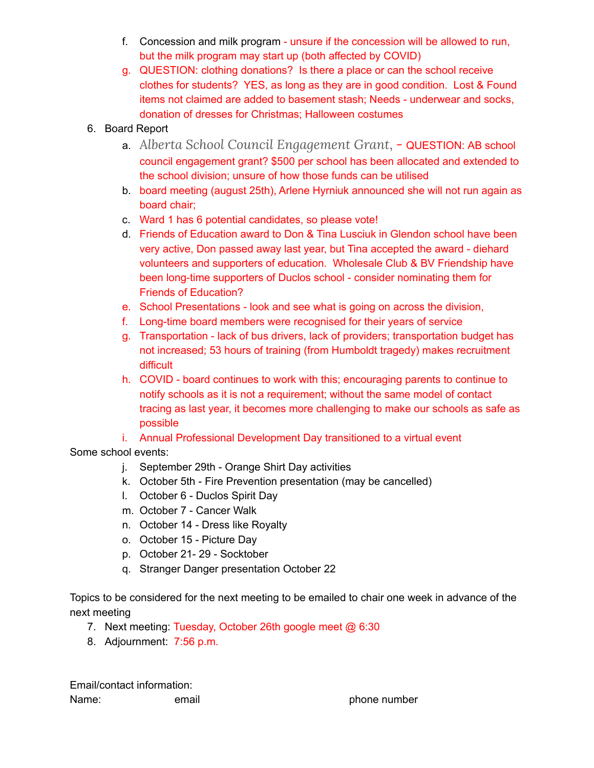f. Concession and milk program - unsure if the concession will be allowed to run, but the milk program may start up (both affected by COVID)
g. QUESTION: clothing donations? Is there a place or can the school receive clothes for students? YES, as long as they are in good condition. Lost & Found items not claimed are added to basement stash; Needs - underwear and socks, donation of dresses for Christmas; Halloween costumes

6. Board Report
   a. *Alberta School Council Engagement Grant*, - QUESTION: AB school council engagement grant? $500 per school has been allocated and extended to the school division; unsure of how those funds can be utilised
   b. board meeting (august 25th), Arlene Hyrniuk announced she will not run again as board chair;
   c. Ward 1 has 6 potential candidates, so please vote!
   d. Friends of Education award to Don & Tina Lusciuk in Glendon school have been very active, Don passed away last year, but Tina accepted the award - diehard volunteers and supporters of education. Wholesale Club & BV Friendship have been long-time supporters of Duclos school - consider nominating them for Friends of Education?
   e. School Presentations - look and see what is going on across the division,
   f. Long-time board members were recognised for their years of service
   g. Transportation - lack of bus drivers, lack of providers; transportation budget has not increased; 53 hours of training (from Humboldt tragedy) makes recruitment difficult
   h. COVID - board continues to work with this; encouraging parents to continue to notify schools as it is not a requirement; without the same model of contact tracing as last year, it becomes more challenging to make our schools as safe as possible
   i. Annual Professional Development Day transitioned to a virtual event

Some school events:

   j. September 29th - Orange Shirt Day activities
   k. October 5th - Fire Prevention presentation (may be cancelled)
   l. October 6 - Duclos Spirit Day
   m. October 7 - Cancer Walk
   n. October 14 - Dress like Royalty
   o. October 15 - Picture Day
   p. October 21- 29 - Socktober
   q. Stranger Danger presentation October 22

Topics to be considered for the next meeting to be emailed to chair one week in advance of the next meeting

7. Next meeting: Tuesday, October 26th google meet @ 6:30
8. Adjournment: 7:56 p.m.

Email/contact information:

| Name: | email | phone number |
|---|---|---|